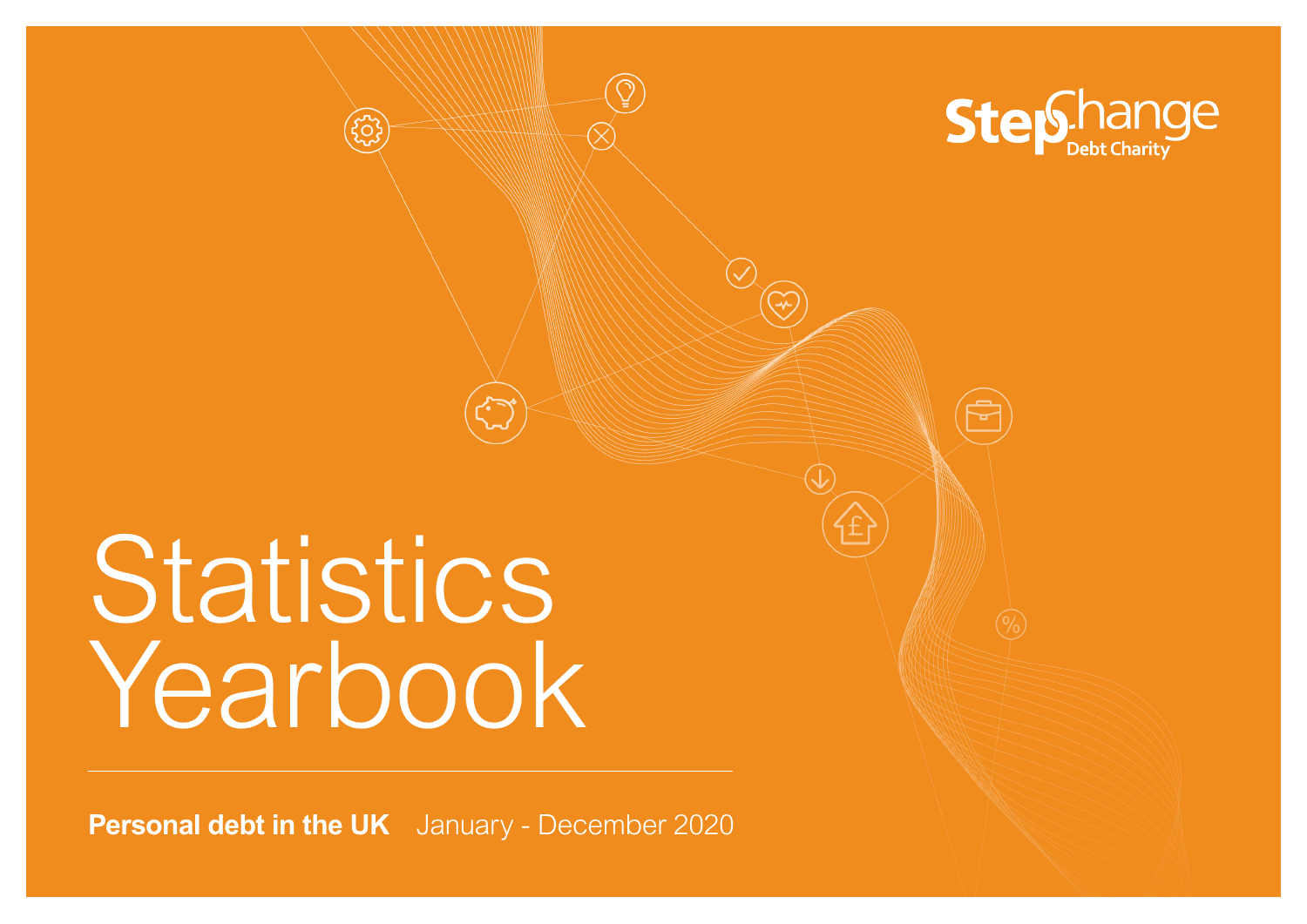StepChange Debt Charity

# Statistics Yearbook

**Personal debt in the UK** January - December 2020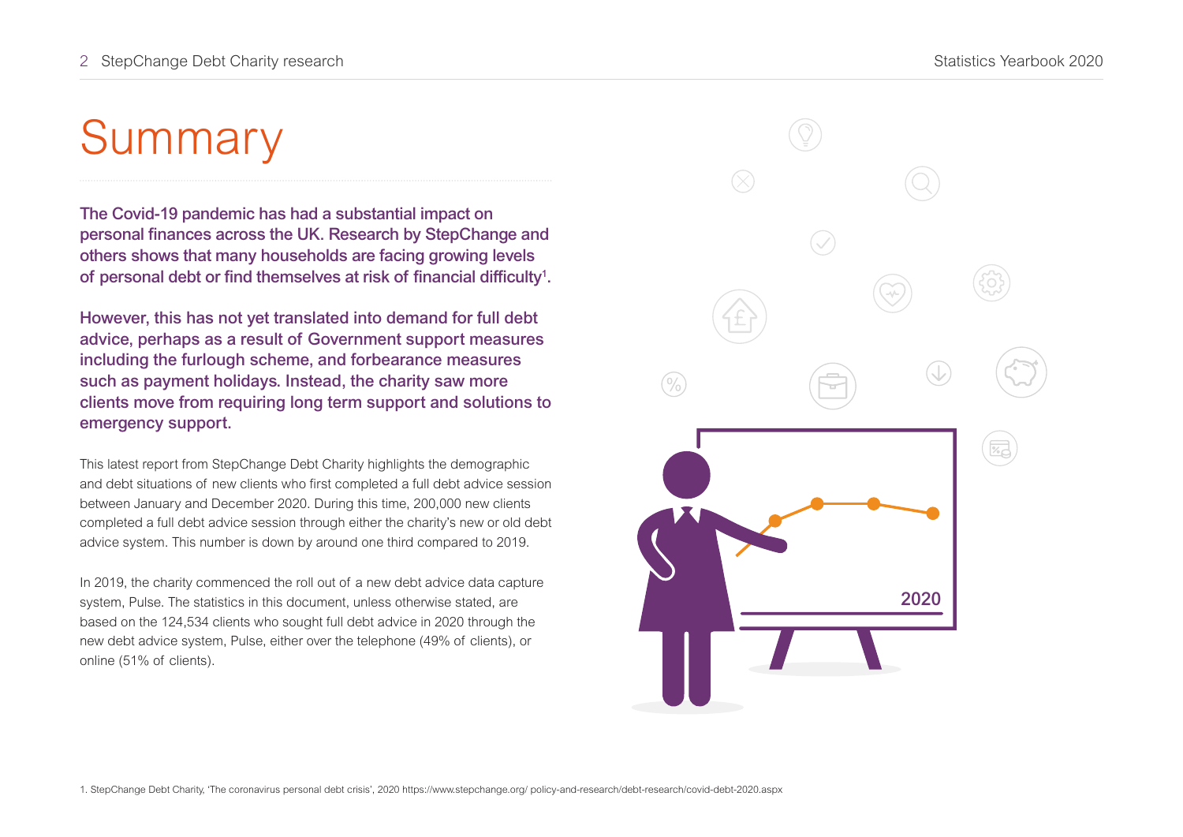# Summary

**The Covid-19 pandemic has had a substantial impact on personal finances across the UK. Research by StepChange and others shows that many households are facing growing levels of personal debt or find themselves at risk of financial difficulty[1].**

**However, this has not yet translated into demand for full debt advice, perhaps as a result of Government support measures including the furlough scheme, and forbearance measures such as payment holidays. Instead, the charity saw more clients move from requiring long term support and solutions to emergency support.**

This latest report from StepChange Debt Charity highlights the demographic and debt situations of new clients who first completed a full debt advice session between January and December 2020. During this time, 200,000 new clients completed a full debt advice session through either the charity's new or old debt advice system. This number is down by around one third compared to 2019.

In 2019, the charity commenced the roll out of a new debt advice data capture system, Pulse. The statistics in this document, unless otherwise stated, are based on the 124,534 clients who sought full debt advice in 2020 through the new debt advice system, Pulse, either over the telephone (49% of clients), or online (51% of clients).

1. StepChange Debt Charity, 'The coronavirus personal debt crisis', 2020 https://www.stepchange.org/ policy-and-research/debt-research/covid-debt-2020.aspx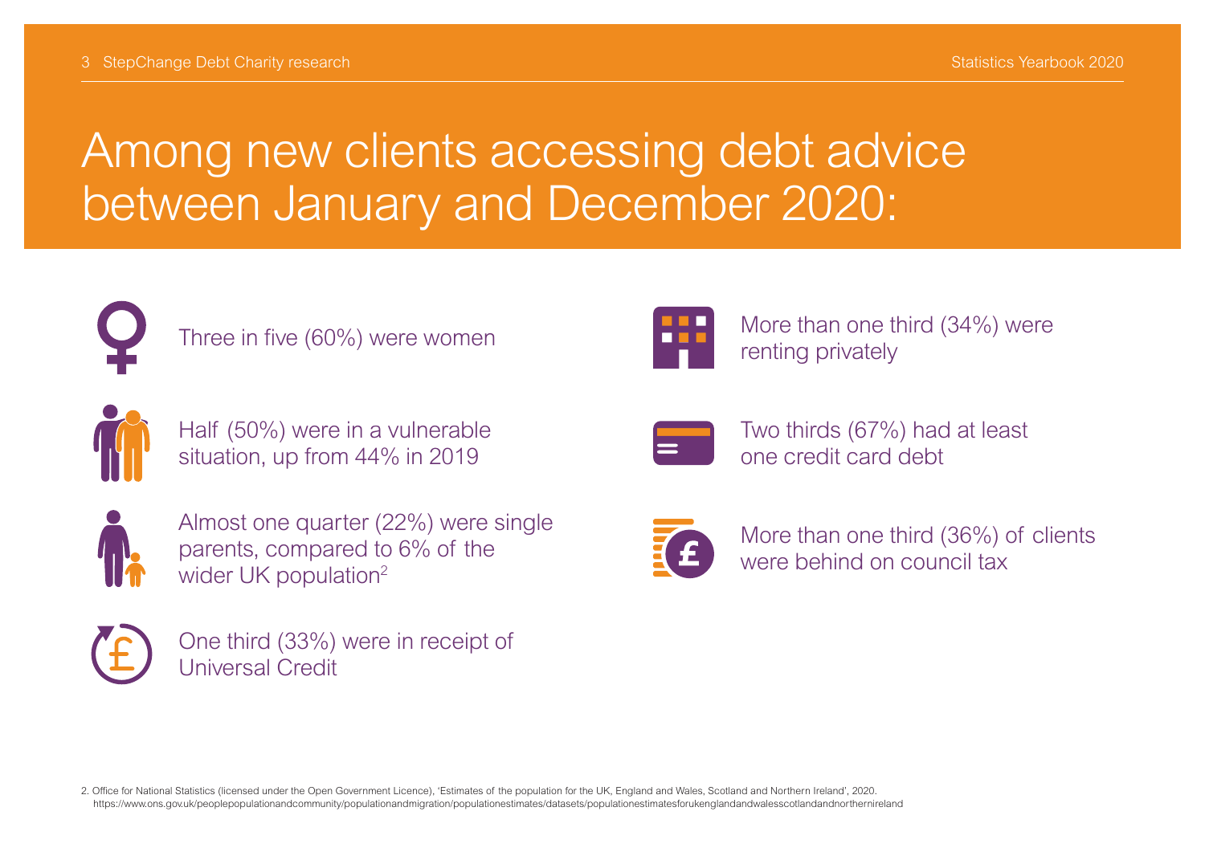# Among new clients accessing debt advice between January and December 2020:

- Three in five (60%) were women
- Half (50%) were in a vulnerable situation, up from 44% in 2019
- Almost one quarter (22%) were single parents, compared to 6% of the wider UK population[2]
- One third (33%) were in receipt of Universal Credit
- More than one third (34%) were renting privately
- Two thirds (67%) had at least one credit card debt
- More than one third (36%) of clients were behind on council tax

2. Office for National Statistics (licensed under the Open Government Licence), 'Estimates of the population for the UK, England and Wales, Scotland and Northern Ireland', 2020. https://www.ons.gov.uk/peoplepopulationandcommunity/populationandmigration/populationestimates/datasets/populationestimatesforukenglandandwalesscotlandandnorthernireland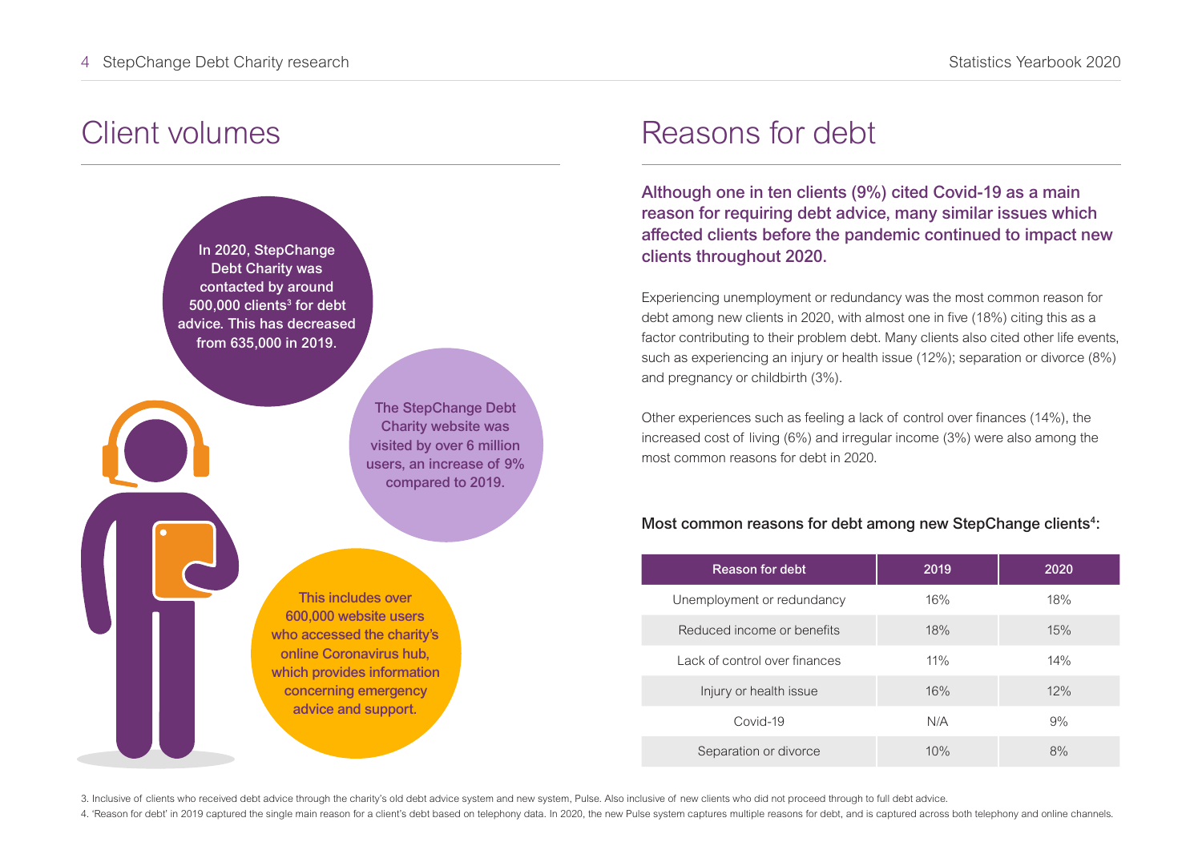## Client volumes

In 2020, StepChange Debt Charity was contacted by around 500,000 clients[3] for debt advice. This has decreased from 635,000 in 2019.

The StepChange Debt Charity website was visited by over 6 million users, an increase of 9% compared to 2019.

This includes over 600,000 website users who accessed the charity's online Coronavirus hub, which provides information concerning emergency advice and support.

## Reasons for debt

**Although one in ten clients (9%) cited Covid-19 as a main reason for requiring debt advice, many similar issues which affected clients before the pandemic continued to impact new clients throughout 2020.**

Experiencing unemployment or redundancy was the most common reason for debt among new clients in 2020, with almost one in five (18%) citing this as a factor contributing to their problem debt. Many clients also cited other life events, such as experiencing an injury or health issue (12%); separation or divorce (8%) and pregnancy or childbirth (3%).

Other experiences such as feeling a lack of control over finances (14%), the increased cost of living (6%) and irregular income (3%) were also among the most common reasons for debt in 2020.

**Most common reasons for debt among new StepChange clients[4]:**

| Reason for debt | 2019 | 2020 |
|---|---|---|
| Unemployment or redundancy | 16% | 18% |
| Reduced income or benefits | 18% | 15% |
| Lack of control over finances | 11% | 14% |
| Injury or health issue | 16% | 12% |
| Covid-19 | N/A | 9% |
| Separation or divorce | 10% | 8% |

3. Inclusive of clients who received debt advice through the charity's old debt advice system and new system, Pulse. Also inclusive of new clients who did not proceed through to full debt advice.

4. 'Reason for debt' in 2019 captured the single main reason for a client's debt based on telephony data. In 2020, the new Pulse system captures multiple reasons for debt, and is captured across both telephony and online channels.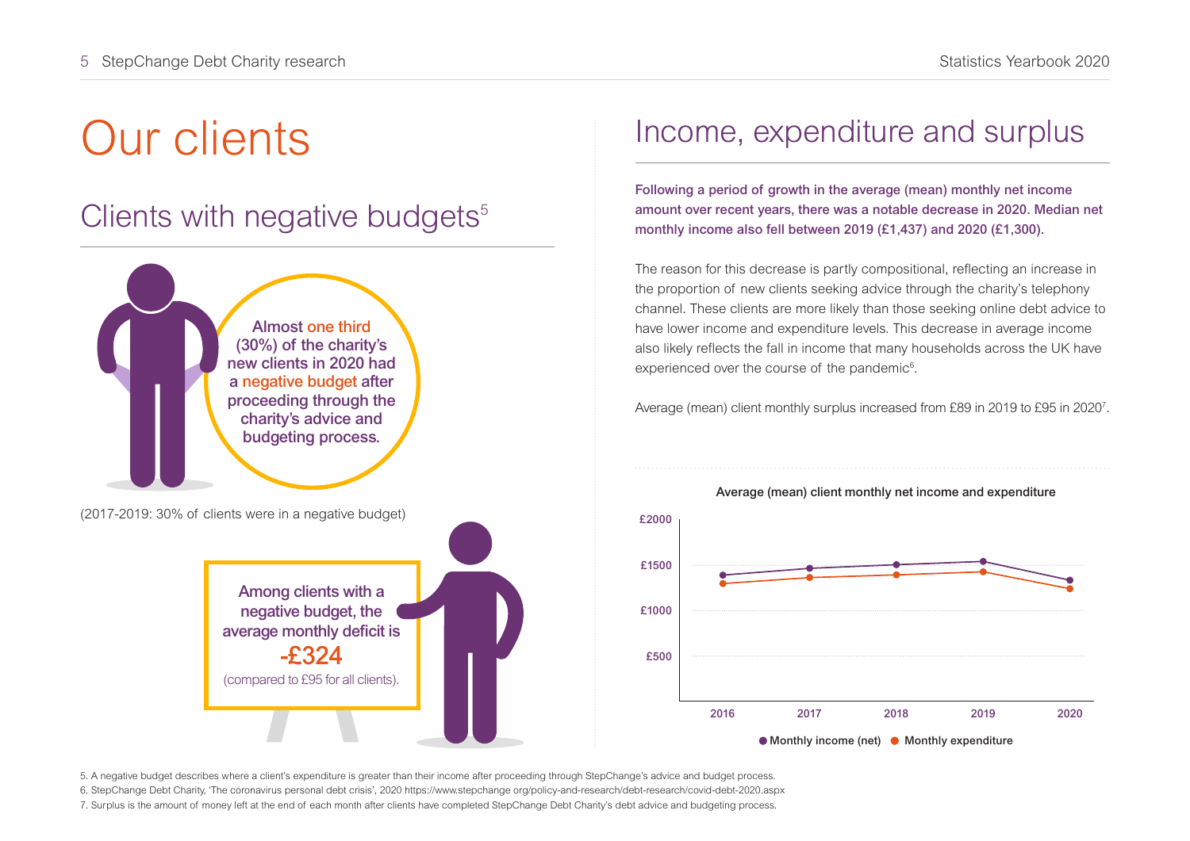# Our clients

## Clients with negative budgets[5]

Almost one third (30%) of the charity's new clients in 2020 had a negative budget after proceeding through the charity's advice and budgeting process.

(2017-2019: 30% of clients were in a negative budget)

Among clients with a negative budget, the average monthly deficit is **-£324** (compared to £95 for all clients).

## Income, expenditure and surplus

**Following a period of growth in the average (mean) monthly net income amount over recent years, there was a notable decrease in 2020. Median net monthly income also fell between 2019 (£1,437) and 2020 (£1,300).**

The reason for this decrease is partly compositional, reflecting an increase in the proportion of new clients seeking advice through the charity's telephony channel. These clients are more likely than those seeking online debt advice to have lower income and expenditure levels. This decrease in average income also likely reflects the fall in income that many households across the UK have experienced over the course of the pandemic[6].

Average (mean) client monthly surplus increased from £89 in 2019 to £95 in 2020[7].

**Average (mean) client monthly net income and expenditure**

(Line chart, 2016–2020, y-axis £500–£2000: Monthly income (net) and Monthly expenditure)

5. A negative budget describes where a client's expenditure is greater than their income after proceeding through StepChange's advice and budget process.
6. StepChange Debt Charity, 'The coronavirus personal debt crisis', 2020 https://www.stepchange.org/policy-and-research/debt-research/covid-debt-2020.aspx
7. Surplus is the amount of money left at the end of each month after clients have completed StepChange Debt Charity's debt advice and budgeting process.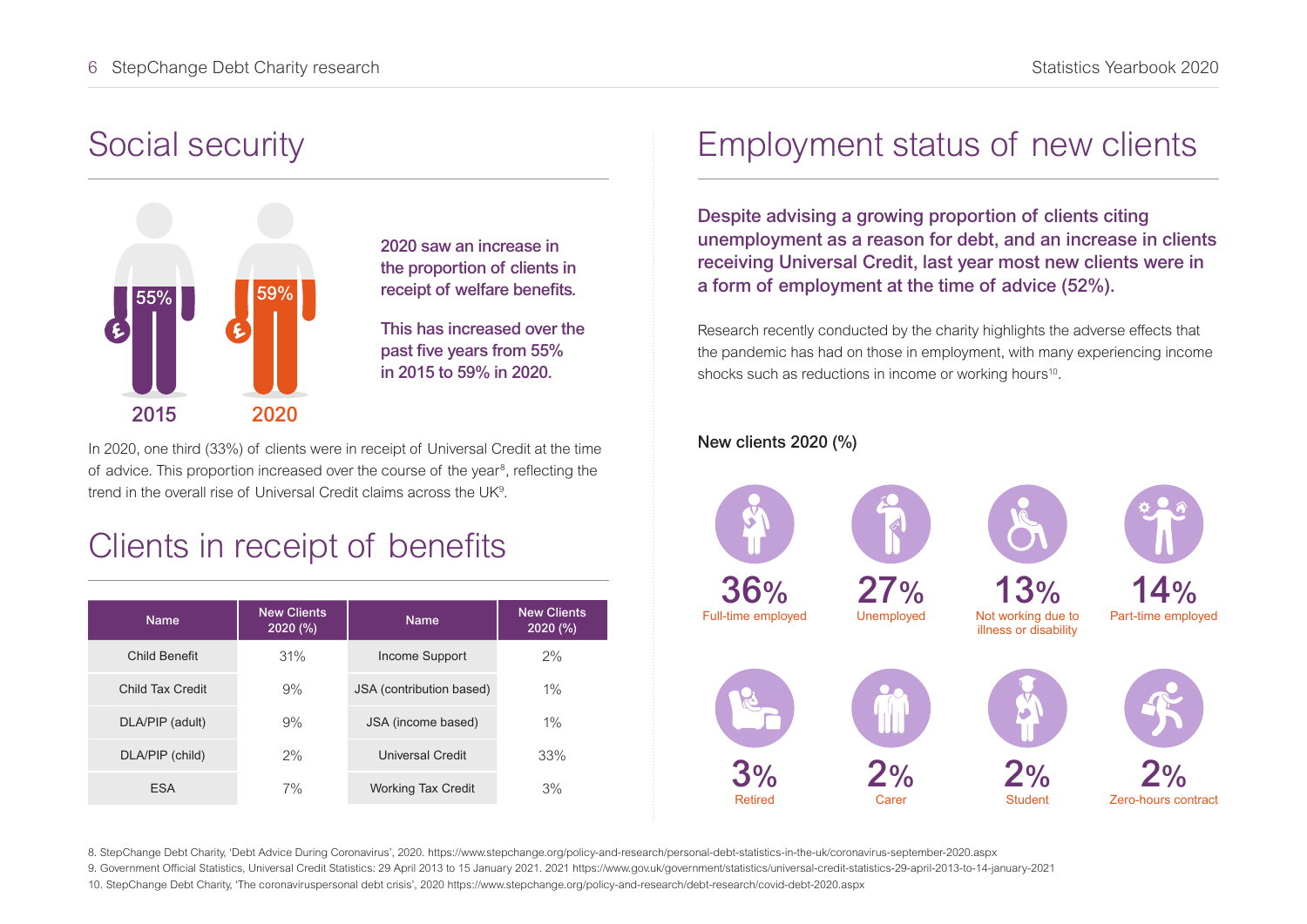# Social security

55% 2015

59% 2020

**2020 saw an increase in the proportion of clients in receipt of welfare benefits.**

**This has increased over the past five years from 55% in 2015 to 59% in 2020.**

In 2020, one third (33%) of clients were in receipt of Universal Credit at the time of advice. This proportion increased over the course of the year[8], reflecting the trend in the overall rise of Universal Credit claims across the UK[9].

# Clients in receipt of benefits

| Name | New Clients 2020 (%) | Name | New Clients 2020 (%) |
|---|---|---|---|
| Child Benefit | 31% | Income Support | 2% |
| Child Tax Credit | 9% | JSA (contribution based) | 1% |
| DLA/PIP (adult) | 9% | JSA (income based) | 1% |
| DLA/PIP (child) | 2% | Universal Credit | 33% |
| ESA | 7% | Working Tax Credit | 3% |

# Employment status of new clients

**Despite advising a growing proportion of clients citing unemployment as a reason for debt, and an increase in clients receiving Universal Credit, last year most new clients were in a form of employment at the time of advice (52%).**

Research recently conducted by the charity highlights the adverse effects that the pandemic has had on those in employment, with many experiencing income shocks such as reductions in income or working hours[10].

**New clients 2020 (%)**

- 36% Full-time employed
- 27% Unemployed
- 13% Not working due to illness or disability
- 14% Part-time employed
- 3% Retired
- 2% Carer
- 2% Student
- 2% Zero-hours contract

8. StepChange Debt Charity, 'Debt Advice During Coronavirus', 2020. https://www.stepchange.org/policy-and-research/personal-debt-statistics-in-the-uk/coronavirus-september-2020.aspx
9. Government Official Statistics, Universal Credit Statistics: 29 April 2013 to 15 January 2021. 2021 https://www.gov.uk/government/statistics/universal-credit-statistics-29-april-2013-to-14-january-2021
10. StepChange Debt Charity, 'The coronaviruspersonal debt crisis', 2020 https://www.stepchange.org/policy-and-research/debt-research/covid-debt-2020.aspx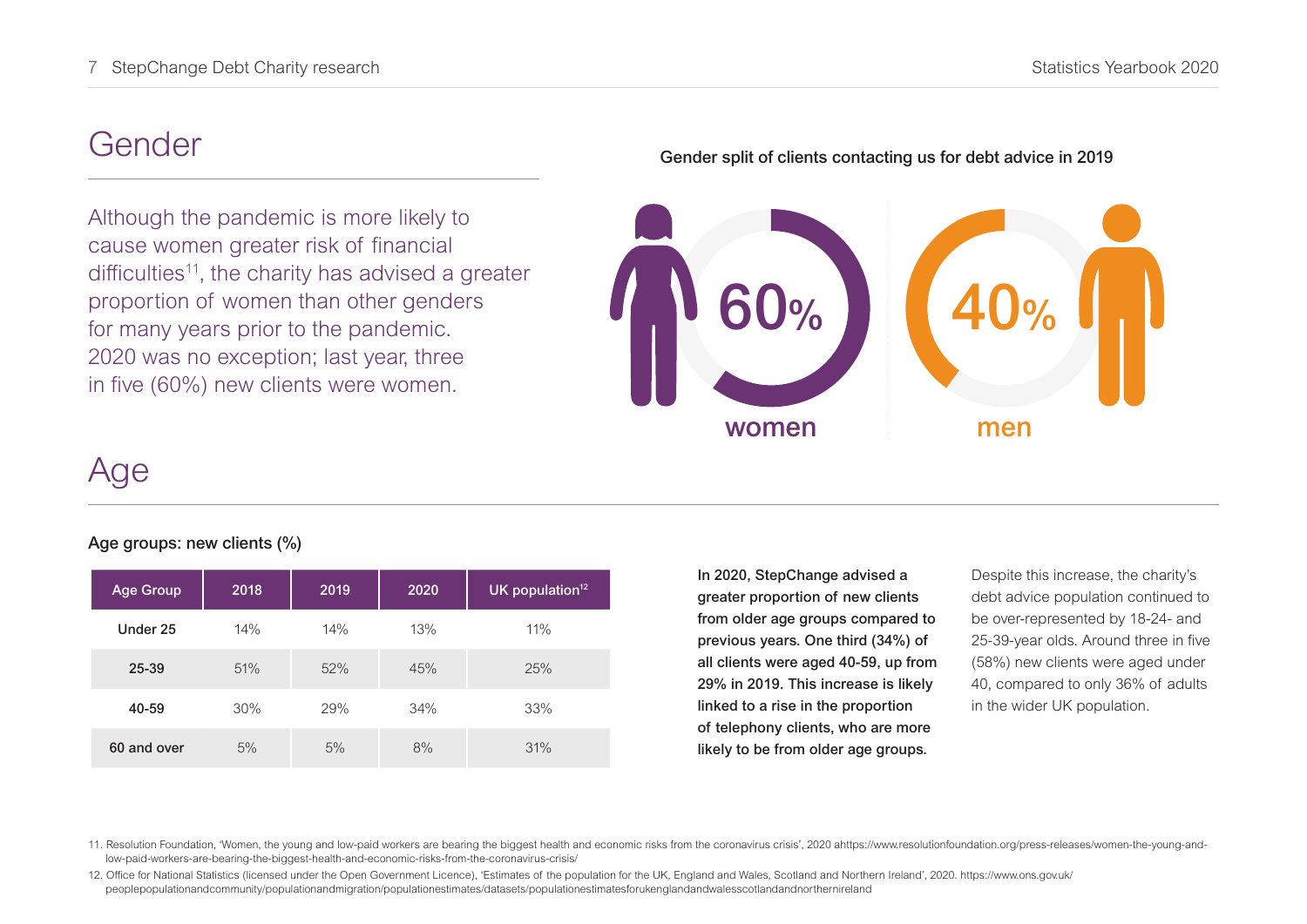# Gender

Although the pandemic is more likely to cause women greater risk of financial difficulties[11], the charity has advised a greater proportion of women than other genders for many years prior to the pandemic. 2020 was no exception; last year, three in five (60%) new clients were women.

**Gender split of clients contacting us for debt advice in 2019**

60% women

40% men

# Age

**Age groups: new clients (%)**

| Age Group | 2018 | 2019 | 2020 | UK population[12] |
|---|---|---|---|---|
| Under 25 | 14% | 14% | 13% | 11% |
| 25-39 | 51% | 52% | 45% | 25% |
| 40-59 | 30% | 29% | 34% | 33% |
| 60 and over | 5% | 5% | 8% | 31% |

**In 2020, StepChange advised a greater proportion of new clients from older age groups compared to previous years. One third (34%) of all clients were aged 40-59, up from 29% in 2019. This increase is likely linked to a rise in the proportion of telephony clients, who are more likely to be from older age groups.**

Despite this increase, the charity's debt advice population continued to be over-represented by 18-24- and 25-39-year olds. Around three in five (58%) new clients were aged under 40, compared to only 36% of adults in the wider UK population.

11. Resolution Foundation, 'Women, the young and low-paid workers are bearing the biggest health and economic risks from the coronavirus crisis', 2020 ahttps://www.resolutionfoundation.org/press-releases/women-the-young-and-low-paid-workers-are-bearing-the-biggest-health-and-economic-risks-from-the-coronavirus-crisis/

12. Office for National Statistics (licensed under the Open Government Licence), 'Estimates of the population for the UK, England and Wales, Scotland and Northern Ireland', 2020. https://www.ons.gov.uk/peoplepopulationandcommunity/populationandmigration/populationestimates/datasets/populationestimatesforukenglandandwalesscotlandandnorthernireland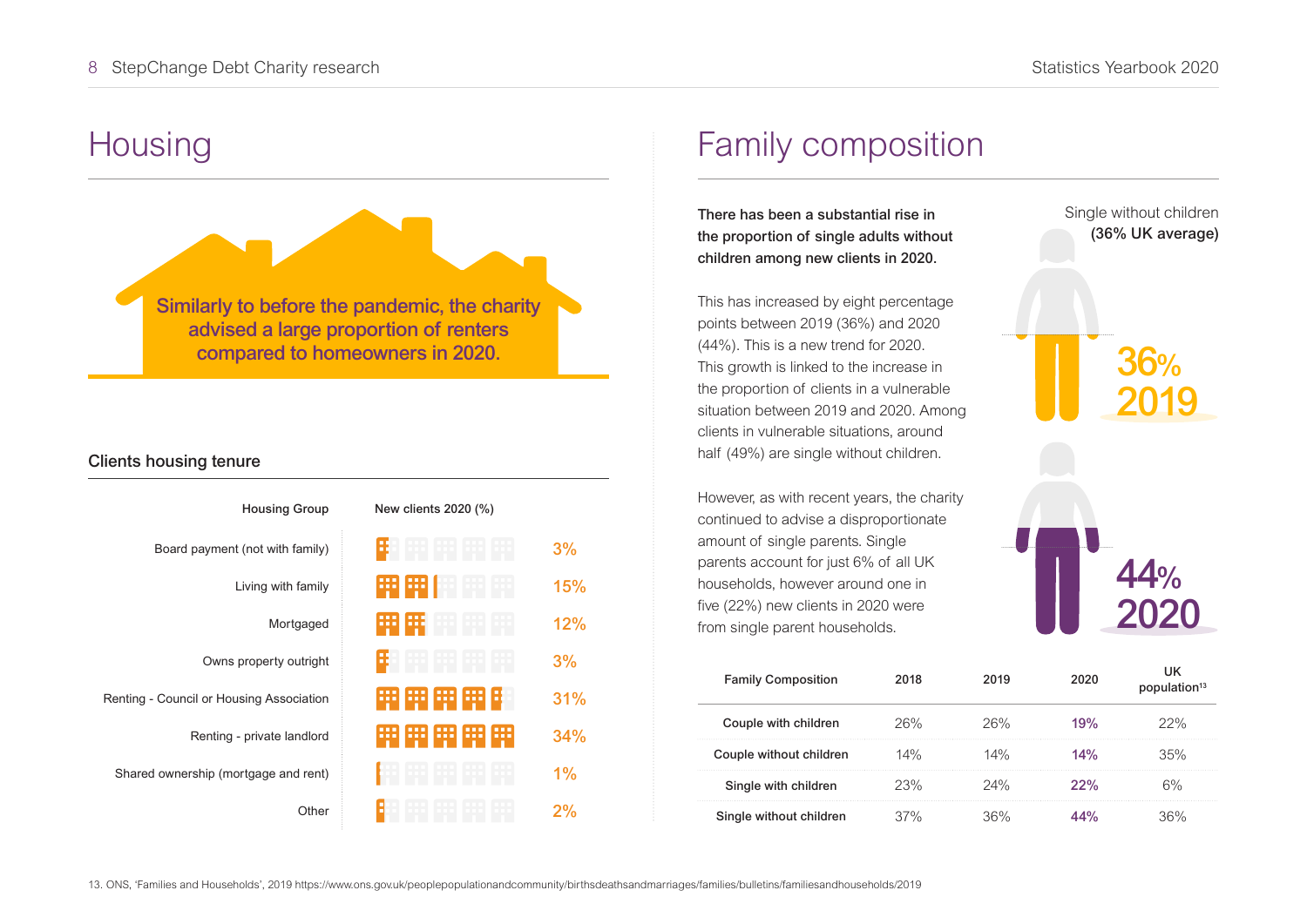# Housing

Similarly to before the pandemic, the charity advised a large proportion of renters compared to homeowners in 2020.

## Clients housing tenure

| Housing Group | New clients 2020 (%) |
|---|---|
| Board payment (not with family) | 3% |
| Living with family | 15% |
| Mortgaged | 12% |
| Owns property outright | 3% |
| Renting - Council or Housing Association | 31% |
| Renting - private landlord | 34% |
| Shared ownership (mortgage and rent) | 1% |
| Other | 2% |

# Family composition

**There has been a substantial rise in the proportion of single adults without children among new clients in 2020.**

This has increased by eight percentage points between 2019 (36%) and 2020 (44%). This is a new trend for 2020. This growth is linked to the increase in the proportion of clients in a vulnerable situation between 2019 and 2020. Among clients in vulnerable situations, around half (49%) are single without children.

However, as with recent years, the charity continued to advise a disproportionate amount of single parents. Single parents account for just 6% of all UK households, however around one in five (22%) new clients in 2020 were from single parent households.

Single without children **(36% UK average)**

36% 2019

44% 2020

| Family Composition | 2018 | 2019 | 2020 | UK population[13] |
|---|---|---|---|---|
| Couple with children | 26% | 26% | **19%** | 22% |
| Couple without children | 14% | 14% | **14%** | 35% |
| Single with children | 23% | 24% | **22%** | 6% |
| Single without children | 37% | 36% | **44%** | 36% |

13. ONS, 'Families and Households', 2019 https://www.ons.gov.uk/peoplepopulationandcommunity/birthsdeathsandmarriages/families/bulletins/familiesandhouseholds/2019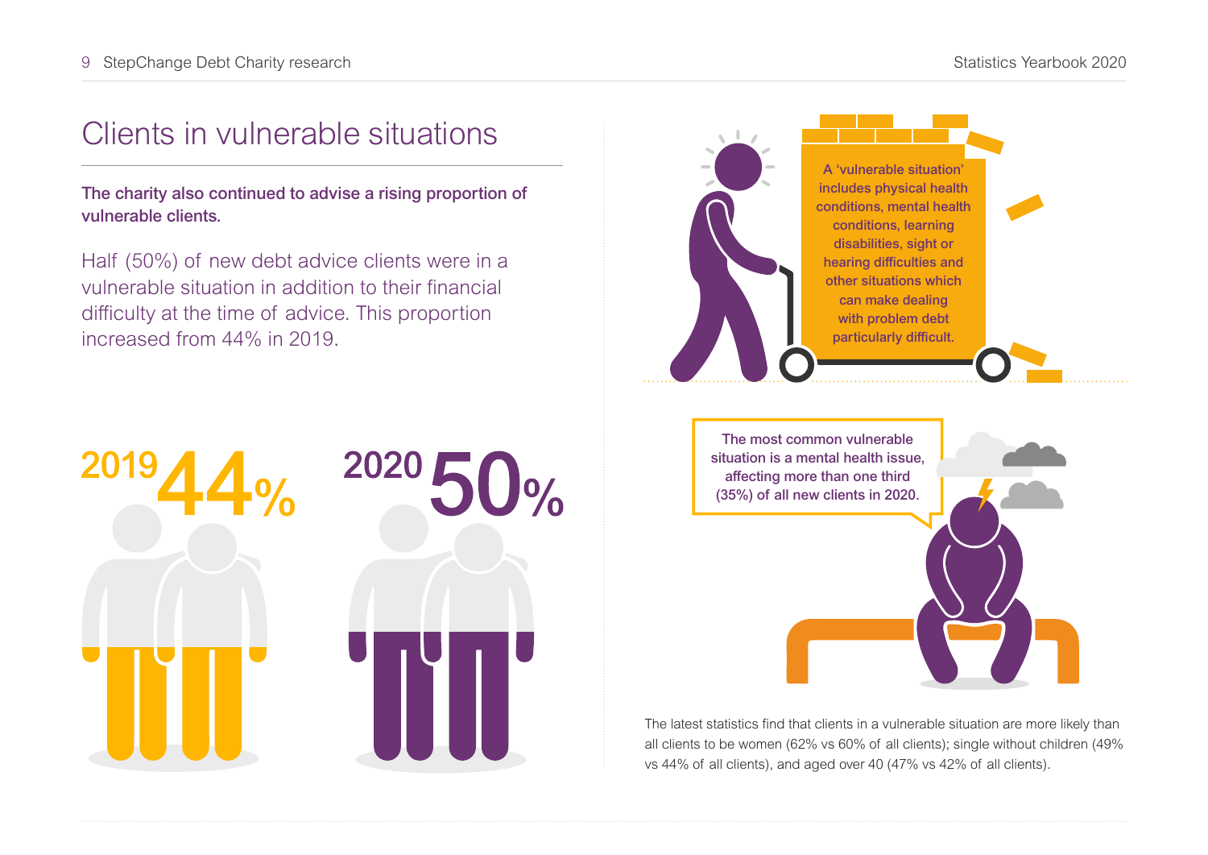# Clients in vulnerable situations

**The charity also continued to advise a rising proportion of vulnerable clients.**

Half (50%) of new debt advice clients were in a vulnerable situation in addition to their financial difficulty at the time of advice. This proportion increased from 44% in 2019.

2019 **44%**

2020 **50%**

**A 'vulnerable situation' includes physical health conditions, mental health conditions, learning disabilities, sight or hearing difficulties and other situations which can make dealing with problem debt particularly difficult.**

**The most common vulnerable situation is a mental health issue, affecting more than one third (35%) of all new clients in 2020.**

The latest statistics find that clients in a vulnerable situation are more likely than all clients to be women (62% vs 60% of all clients); single without children (49% vs 44% of all clients), and aged over 40 (47% vs 42% of all clients).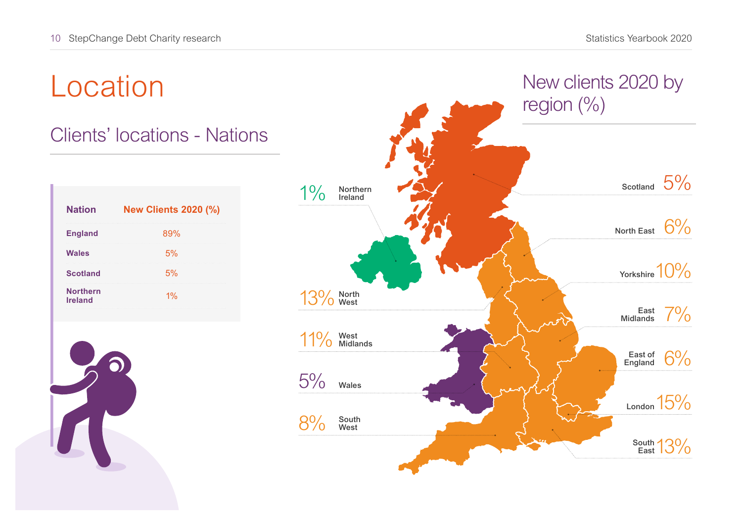# Location

## Clients' locations - Nations

| Nation | New Clients 2020 (%) |
|---|---|
| England | 89% |
| Wales | 5% |
| Scotland | 5% |
| Northern Ireland | 1% |

## New clients 2020 by region (%)

| Region | % |
|---|---|
| Northern Ireland | 1% |
| North West | 13% |
| West Midlands | 11% |
| Wales | 5% |
| South West | 8% |
| Scotland | 5% |
| North East | 6% |
| Yorkshire | 10% |
| East Midlands | 7% |
| East of England | 6% |
| London | 15% |
| South East | 13% |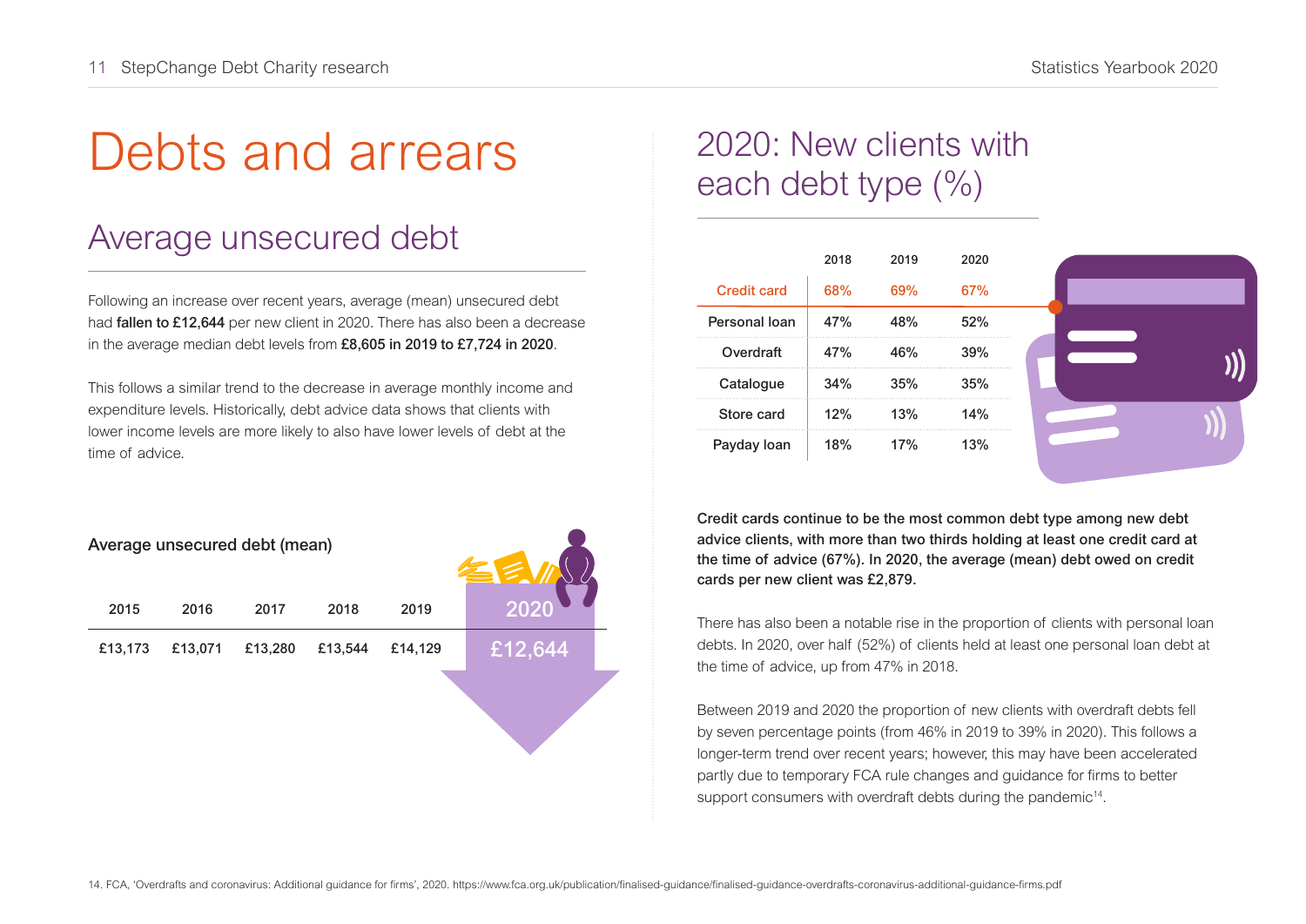# Debts and arrears

## Average unsecured debt

Following an increase over recent years, average (mean) unsecured debt had **fallen to £12,644** per new client in 2020. There has also been a decrease in the average median debt levels from **£8,605 in 2019 to £7,724 in 2020**.

This follows a similar trend to the decrease in average monthly income and expenditure levels. Historically, debt advice data shows that clients with lower income levels are more likely to also have lower levels of debt at the time of advice.

### Average unsecured debt (mean)

| 2015 | 2016 | 2017 | 2018 | 2019 | 2020 |
|---|---|---|---|---|---|
| £13,173 | £13,071 | £13,280 | £13,544 | £14,129 | £12,644 |

## 2020: New clients with each debt type (%)

| | 2018 | 2019 | 2020 |
|---|---|---|---|
| Credit card | 68% | 69% | 67% |
| Personal loan | 47% | 48% | 52% |
| Overdraft | 47% | 46% | 39% |
| Catalogue | 34% | 35% | 35% |
| Store card | 12% | 13% | 14% |
| Payday loan | 18% | 17% | 13% |

**Credit cards continue to be the most common debt type among new debt advice clients, with more than two thirds holding at least one credit card at the time of advice (67%). In 2020, the average (mean) debt owed on credit cards per new client was £2,879.**

There has also been a notable rise in the proportion of clients with personal loan debts. In 2020, over half (52%) of clients held at least one personal loan debt at the time of advice, up from 47% in 2018.

Between 2019 and 2020 the proportion of new clients with overdraft debts fell by seven percentage points (from 46% in 2019 to 39% in 2020). This follows a longer-term trend over recent years; however, this may have been accelerated partly due to temporary FCA rule changes and guidance for firms to better support consumers with overdraft debts during the pandemic[14].

14. FCA, 'Overdrafts and coronavirus: Additional guidance for firms', 2020. https://www.fca.org.uk/publication/finalised-guidance/finalised-guidance-overdrafts-coronavirus-additional-guidance-firms.pdf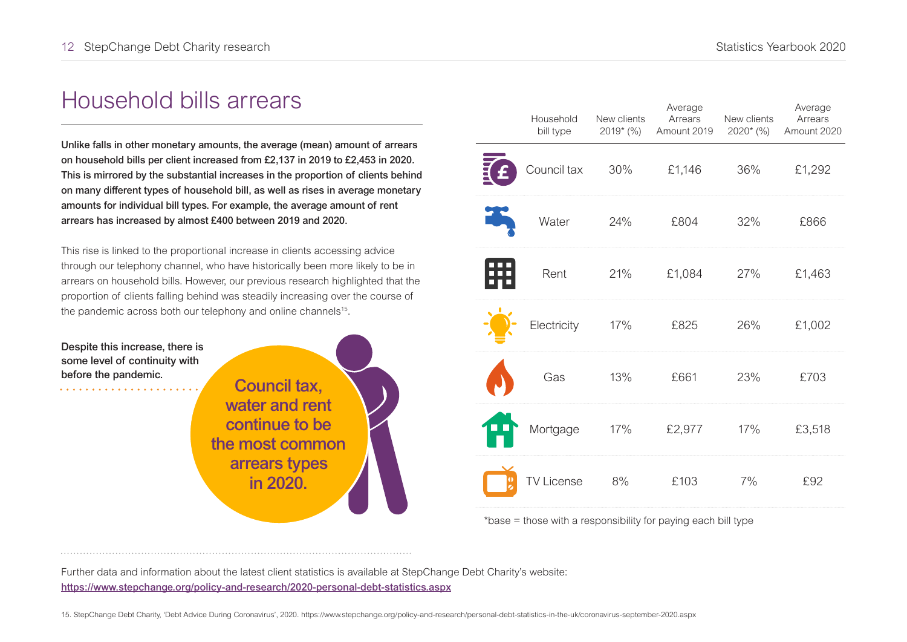# Household bills arrears

**Unlike falls in other monetary amounts, the average (mean) amount of arrears on household bills per client increased from £2,137 in 2019 to £2,453 in 2020. This is mirrored by the substantial increases in the proportion of clients behind on many different types of household bill, as well as rises in average monetary amounts for individual bill types. For example, the average amount of rent arrears has increased by almost £400 between 2019 and 2020.**

This rise is linked to the proportional increase in clients accessing advice through our telephony channel, who have historically been more likely to be in arrears on household bills. However, our previous research highlighted that the proportion of clients falling behind was steadily increasing over the course of the pandemic across both our telephony and online channels[15].

**Despite this increase, there is some level of continuity with before the pandemic.**

**Council tax, water and rent continue to be the most common arrears types in 2020.**

| Household bill type | New clients 2019* (%) | Average Arrears Amount 2019 | New clients 2020* (%) | Average Arrears Amount 2020 |
|---|---|---|---|---|
| Council tax | 30% | £1,146 | 36% | £1,292 |
| Water | 24% | £804 | 32% | £866 |
| Rent | 21% | £1,084 | 27% | £1,463 |
| Electricity | 17% | £825 | 26% | £1,002 |
| Gas | 13% | £661 | 23% | £703 |
| Mortgage | 17% | £2,977 | 17% | £3,518 |
| TV License | 8% | £103 | 7% | £92 |

*base = those with a responsibility for paying each bill type

Further data and information about the latest client statistics is available at StepChange Debt Charity's website:
https://www.stepchange.org/policy-and-research/2020-personal-debt-statistics.aspx

15. StepChange Debt Charity, 'Debt Advice During Coronavirus', 2020. https://www.stepchange.org/policy-and-research/personal-debt-statistics-in-the-uk/coronavirus-september-2020.aspx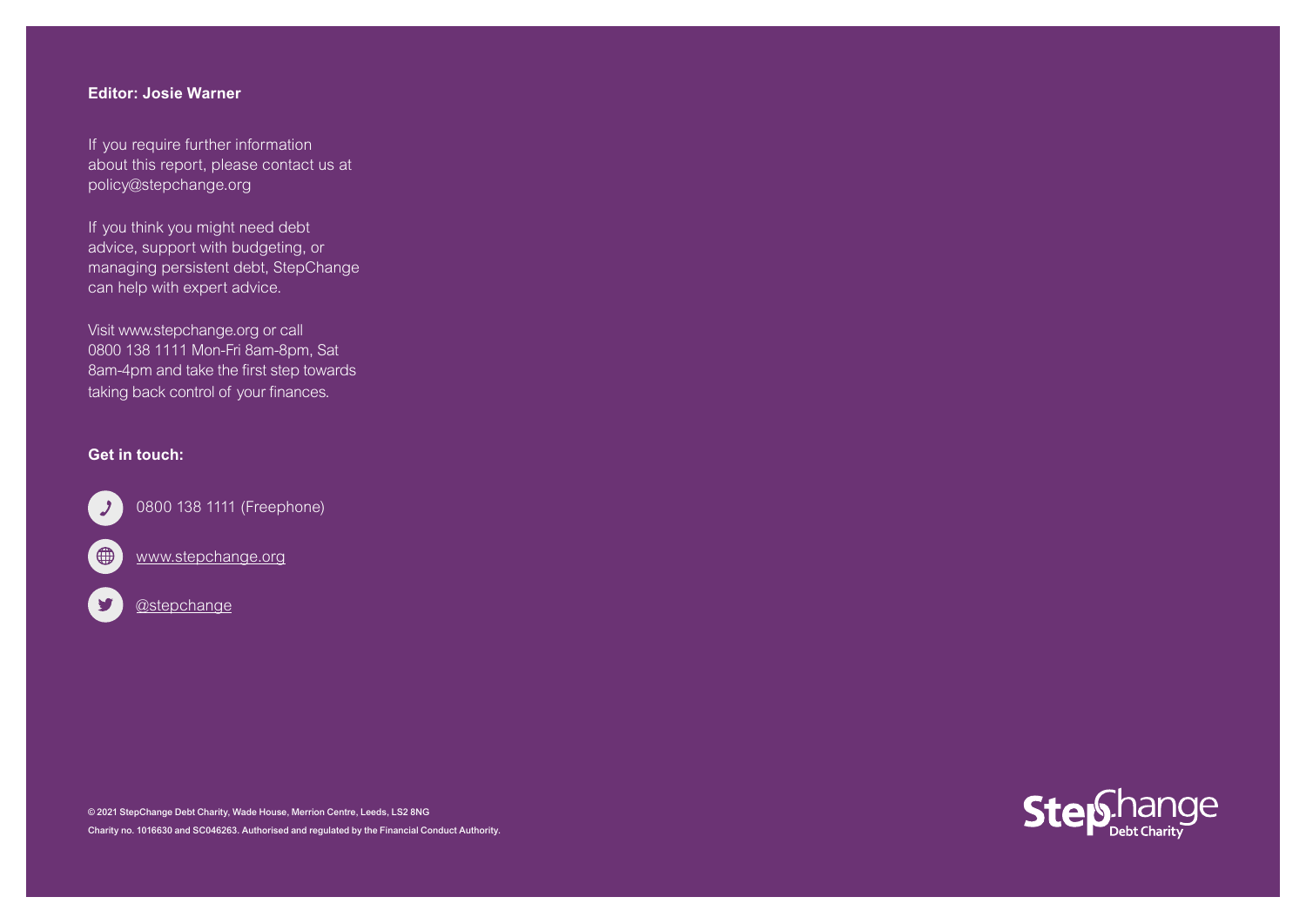**Editor: Josie Warner**

If you require further information about this report, please contact us at policy@stepchange.org

If you think you might need debt advice, support with budgeting, or managing persistent debt, StepChange can help with expert advice.

Visit www.stepchange.org or call 0800 138 1111 Mon-Fri 8am-8pm, Sat 8am-4pm and take the first step towards taking back control of your finances.

**Get in touch:**

0800 138 1111 (Freephone)

www.stepchange.org

@stepchange

© 2021 StepChange Debt Charity, Wade House, Merrion Centre, Leeds, LS2 8NG
Charity no. 1016630 and SC046263. Authorised and regulated by the Financial Conduct Authority.

StepChange Debt Charity